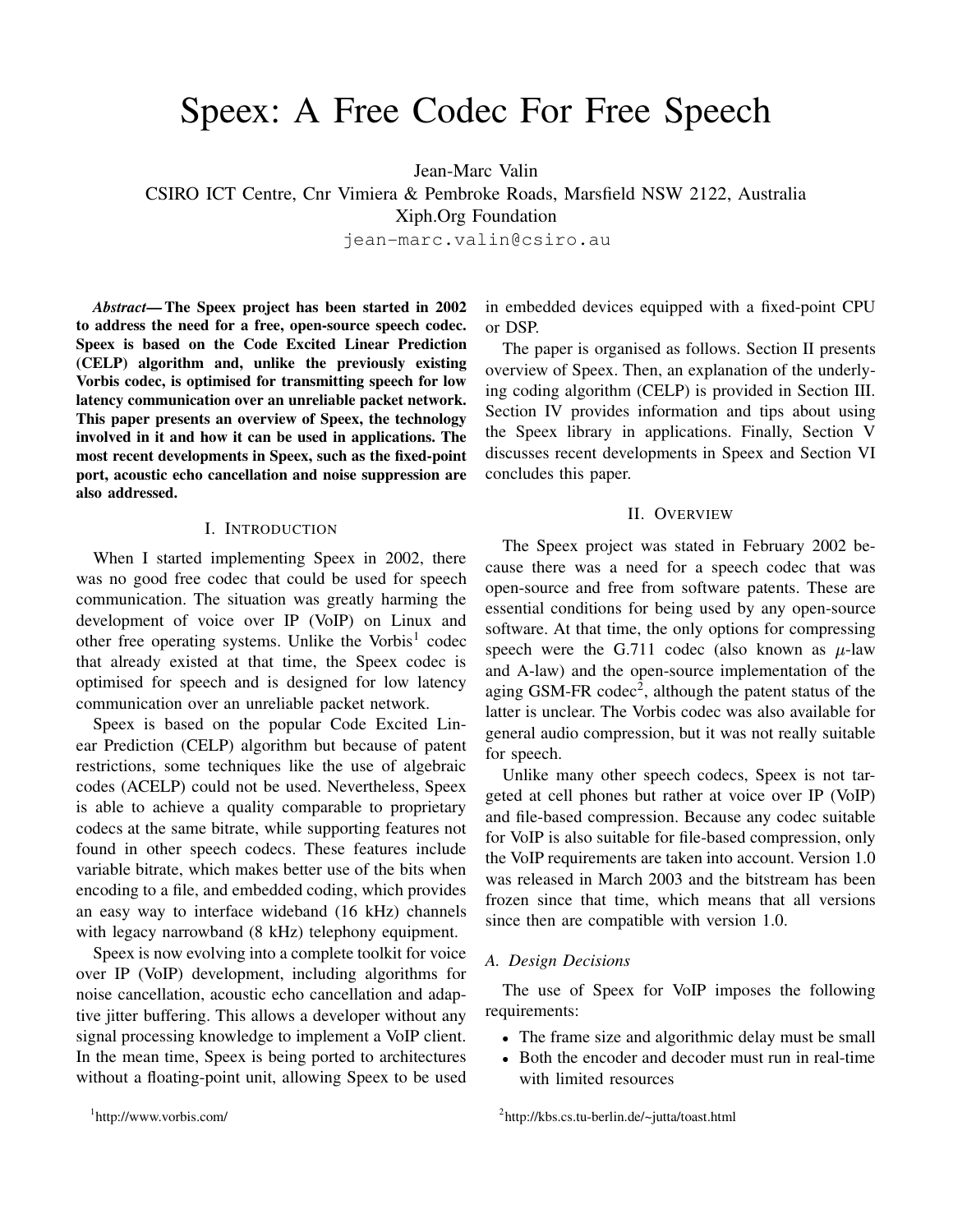# Speex: A Free Codec For Free Speech

Jean-Marc Valin

CSIRO ICT Centre, Cnr Vimiera & Pembroke Roads, Marsfield NSW 2122, Australia

Xiph.Org Foundation

jean-marc.valin@csiro.au

***Abstract*— The Speex project has been started in 2002 to address the need for a free, open-source speech codec. Speex is based on the Code Excited Linear Prediction (CELP) algorithm and, unlike the previously existing Vorbis codec, is optimised for transmitting speech for low latency communication over an unreliable packet network. This paper presents an overview of Speex, the technology involved in it and how it can be used in applications. The most recent developments in Speex, such as the fixed-point port, acoustic echo cancellation and noise suppression are also addressed.**

## I. Introduction

When I started implementing Speex in 2002, there was no good free codec that could be used for speech communication. The situation was greatly harming the development of voice over IP (VoIP) on Linux and other free operating systems. Unlike the Vorbis[1] codec that already existed at that time, the Speex codec is optimised for speech and is designed for low latency communication over an unreliable packet network.

Speex is based on the popular Code Excited Linear Prediction (CELP) algorithm but because of patent restrictions, some techniques like the use of algebraic codes (ACELP) could not be used. Nevertheless, Speex is able to achieve a quality comparable to proprietary codecs at the same bitrate, while supporting features not found in other speech codecs. These features include variable bitrate, which makes better use of the bits when encoding to a file, and embedded coding, which provides an easy way to interface wideband (16 kHz) channels with legacy narrowband (8 kHz) telephony equipment.

Speex is now evolving into a complete toolkit for voice over IP (VoIP) development, including algorithms for noise cancellation, acoustic echo cancellation and adaptive jitter buffering. This allows a developer without any signal processing knowledge to implement a VoIP client. In the mean time, Speex is being ported to architectures without a floating-point unit, allowing Speex to be used in embedded devices equipped with a fixed-point CPU or DSP.

The paper is organised as follows. Section II presents overview of Speex. Then, an explanation of the underlying coding algorithm (CELP) is provided in Section III. Section IV provides information and tips about using the Speex library in applications. Finally, Section V discusses recent developments in Speex and Section VI concludes this paper.

## II. Overview

The Speex project was stated in February 2002 because there was a need for a speech codec that was open-source and free from software patents. These are essential conditions for being used by any open-source software. At that time, the only options for compressing speech were the G.711 codec (also known as $\mu$-law and A-law) and the open-source implementation of the aging GSM-FR codec[2], although the patent status of the latter is unclear. The Vorbis codec was also available for general audio compression, but it was not really suitable for speech.

Unlike many other speech codecs, Speex is not targeted at cell phones but rather at voice over IP (VoIP) and file-based compression. Because any codec suitable for VoIP is also suitable for file-based compression, only the VoIP requirements are taken into account. Version 1.0 was released in March 2003 and the bitstream has been frozen since that time, which means that all versions since then are compatible with version 1.0.

### A. Design Decisions

The use of Speex for VoIP imposes the following requirements:

- The frame size and algorithmic delay must be small
- Both the encoder and decoder must run in real-time with limited resources

[1] http://www.vorbis.com/

[2] http://kbs.cs.tu-berlin.de/~jutta/toast.html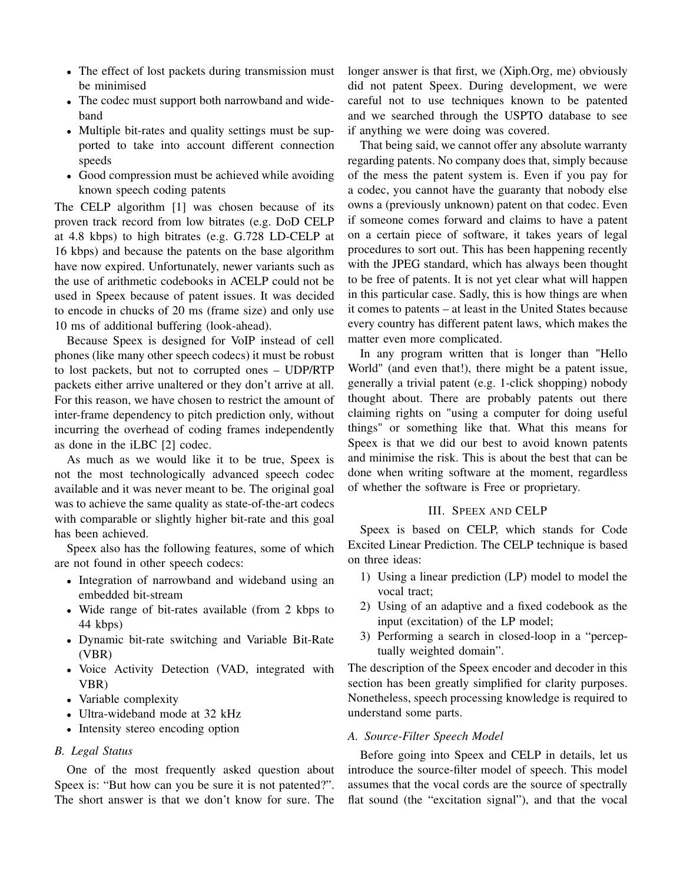- The effect of lost packets during transmission must be minimised
- The codec must support both narrowband and wideband
- Multiple bit-rates and quality settings must be supported to take into account different connection speeds
- Good compression must be achieved while avoiding known speech coding patents

The CELP algorithm [1] was chosen because of its proven track record from low bitrates (e.g. DoD CELP at 4.8 kbps) to high bitrates (e.g. G.728 LD-CELP at 16 kbps) and because the patents on the base algorithm have now expired. Unfortunately, newer variants such as the use of arithmetic codebooks in ACELP could not be used in Speex because of patent issues. It was decided to encode in chucks of 20 ms (frame size) and only use 10 ms of additional buffering (look-ahead).

Because Speex is designed for VoIP instead of cell phones (like many other speech codecs) it must be robust to lost packets, but not to corrupted ones – UDP/RTP packets either arrive unaltered or they don't arrive at all. For this reason, we have chosen to restrict the amount of inter-frame dependency to pitch prediction only, without incurring the overhead of coding frames independently as done in the iLBC [2] codec.

As much as we would like it to be true, Speex is not the most technologically advanced speech codec available and it was never meant to be. The original goal was to achieve the same quality as state-of-the-art codecs with comparable or slightly higher bit-rate and this goal has been achieved.

Speex also has the following features, some of which are not found in other speech codecs:

- Integration of narrowband and wideband using an embedded bit-stream
- Wide range of bit-rates available (from 2 kbps to 44 kbps)
- Dynamic bit-rate switching and Variable Bit-Rate (VBR)
- Voice Activity Detection (VAD, integrated with VBR)
- Variable complexity
- Ultra-wideband mode at 32 kHz
- Intensity stereo encoding option

### B. Legal Status

One of the most frequently asked question about Speex is: "But how can you be sure it is not patented?". The short answer is that we don't know for sure. The longer answer is that first, we (Xiph.Org, me) obviously did not patent Speex. During development, we were careful not to use techniques known to be patented and we searched through the USPTO database to see if anything we were doing was covered.

That being said, we cannot offer any absolute warranty regarding patents. No company does that, simply because of the mess the patent system is. Even if you pay for a codec, you cannot have the guaranty that nobody else owns a (previously unknown) patent on that codec. Even if someone comes forward and claims to have a patent on a certain piece of software, it takes years of legal procedures to sort out. This has been happening recently with the JPEG standard, which has always been thought to be free of patents. It is not yet clear what will happen in this particular case. Sadly, this is how things are when it comes to patents – at least in the United States because every country has different patent laws, which makes the matter even more complicated.

In any program written that is longer than "Hello World" (and even that!), there might be a patent issue, generally a trivial patent (e.g. 1-click shopping) nobody thought about. There are probably patents out there claiming rights on "using a computer for doing useful things" or something like that. What this means for Speex is that we did our best to avoid known patents and minimise the risk. This is about the best that can be done when writing software at the moment, regardless of whether the software is Free or proprietary.

## III. Speex and CELP

Speex is based on CELP, which stands for Code Excited Linear Prediction. The CELP technique is based on three ideas:

1) Using a linear prediction (LP) model to model the vocal tract;
2) Using of an adaptive and a fixed codebook as the input (excitation) of the LP model;
3) Performing a search in closed-loop in a "perceptually weighted domain".

The description of the Speex encoder and decoder in this section has been greatly simplified for clarity purposes. Nonetheless, speech processing knowledge is required to understand some parts.

### A. Source-Filter Speech Model

Before going into Speex and CELP in details, let us introduce the source-filter model of speech. This model assumes that the vocal cords are the source of spectrally flat sound (the "excitation signal"), and that the vocal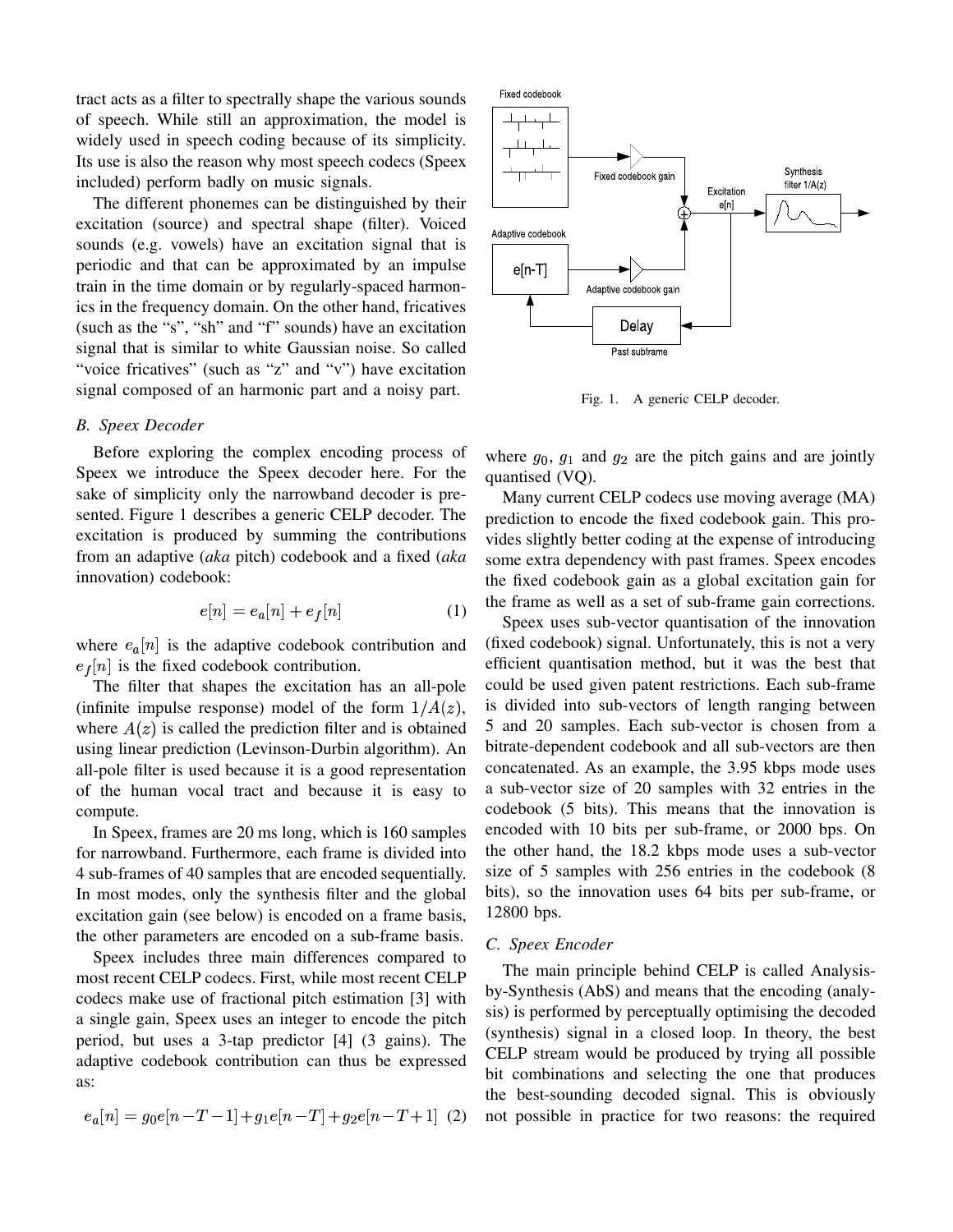tract acts as a filter to spectrally shape the various sounds of speech. While still an approximation, the model is widely used in speech coding because of its simplicity. Its use is also the reason why most speech codecs (Speex included) perform badly on music signals.

The different phonemes can be distinguished by their excitation (source) and spectral shape (filter). Voiced sounds (e.g. vowels) have an excitation signal that is periodic and that can be approximated by an impulse train in the time domain or by regularly-spaced harmonics in the frequency domain. On the other hand, fricatives (such as the "s", "sh" and "f" sounds) have an excitation signal that is similar to white Gaussian noise. So called "voice fricatives" (such as "z" and "v") have excitation signal composed of an harmonic part and a noisy part.

### B. Speex Decoder

Before exploring the complex encoding process of Speex we introduce the Speex decoder here. For the sake of simplicity only the narrowband decoder is presented. Figure 1 describes a generic CELP decoder. The excitation is produced by summing the contributions from an adaptive (*aka* pitch) codebook and a fixed (*aka* innovation) codebook:

$$e[n] = e_a[n] + e_f[n] \quad (1)$$

where $e_a[n]$ is the adaptive codebook contribution and $e_f[n]$ is the fixed codebook contribution.

The filter that shapes the excitation has an all-pole (infinite impulse response) model of the form $1/A(z)$, where $A(z)$ is called the prediction filter and is obtained using linear prediction (Levinson-Durbin algorithm). An all-pole filter is used because it is a good representation of the human vocal tract and because it is easy to compute.

In Speex, frames are 20 ms long, which is 160 samples for narrowband. Furthermore, each frame is divided into 4 sub-frames of 40 samples that are encoded sequentially. In most modes, only the synthesis filter and the global excitation gain (see below) is encoded on a frame basis, the other parameters are encoded on a sub-frame basis.

Speex includes three main differences compared to most recent CELP codecs. First, while most recent CELP codecs make use of fractional pitch estimation [3] with a single gain, Speex uses an integer to encode the pitch period, but uses a 3-tap predictor [4] (3 gains). The adaptive codebook contribution can thus be expressed as:

$$e_a[n] = g_0 e[n-T-1] + g_1 e[n-T] + g_2 e[n-T+1] \quad (2)$$

where $g_0$, $g_1$ and $g_2$ are the pitch gains and are jointly quantised (VQ).

Fig. 1. A generic CELP decoder.

Many current CELP codecs use moving average (MA) prediction to encode the fixed codebook gain. This provides slightly better coding at the expense of introducing some extra dependency with past frames. Speex encodes the fixed codebook gain as a global excitation gain for the frame as well as a set of sub-frame gain corrections.

Speex uses sub-vector quantisation of the innovation (fixed codebook) signal. Unfortunately, this is not a very efficient quantisation method, but it was the best that could be used given patent restrictions. Each sub-frame is divided into sub-vectors of length ranging between 5 and 20 samples. Each sub-vector is chosen from a bitrate-dependent codebook and all sub-vectors are then concatenated. As an example, the 3.95 kbps mode uses a sub-vector size of 20 samples with 32 entries in the codebook (5 bits). This means that the innovation is encoded with 10 bits per sub-frame, or 2000 bps. On the other hand, the 18.2 kbps mode uses a sub-vector size of 5 samples with 256 entries in the codebook (8 bits), so the innovation uses 64 bits per sub-frame, or 12800 bps.

### C. Speex Encoder

The main principle behind CELP is called Analysis-by-Synthesis (AbS) and means that the encoding (analysis) is performed by perceptually optimising the decoded (synthesis) signal in a closed loop. In theory, the best CELP stream would be produced by trying all possible bit combinations and selecting the one that produces the best-sounding decoded signal. This is obviously not possible in practice for two reasons: the required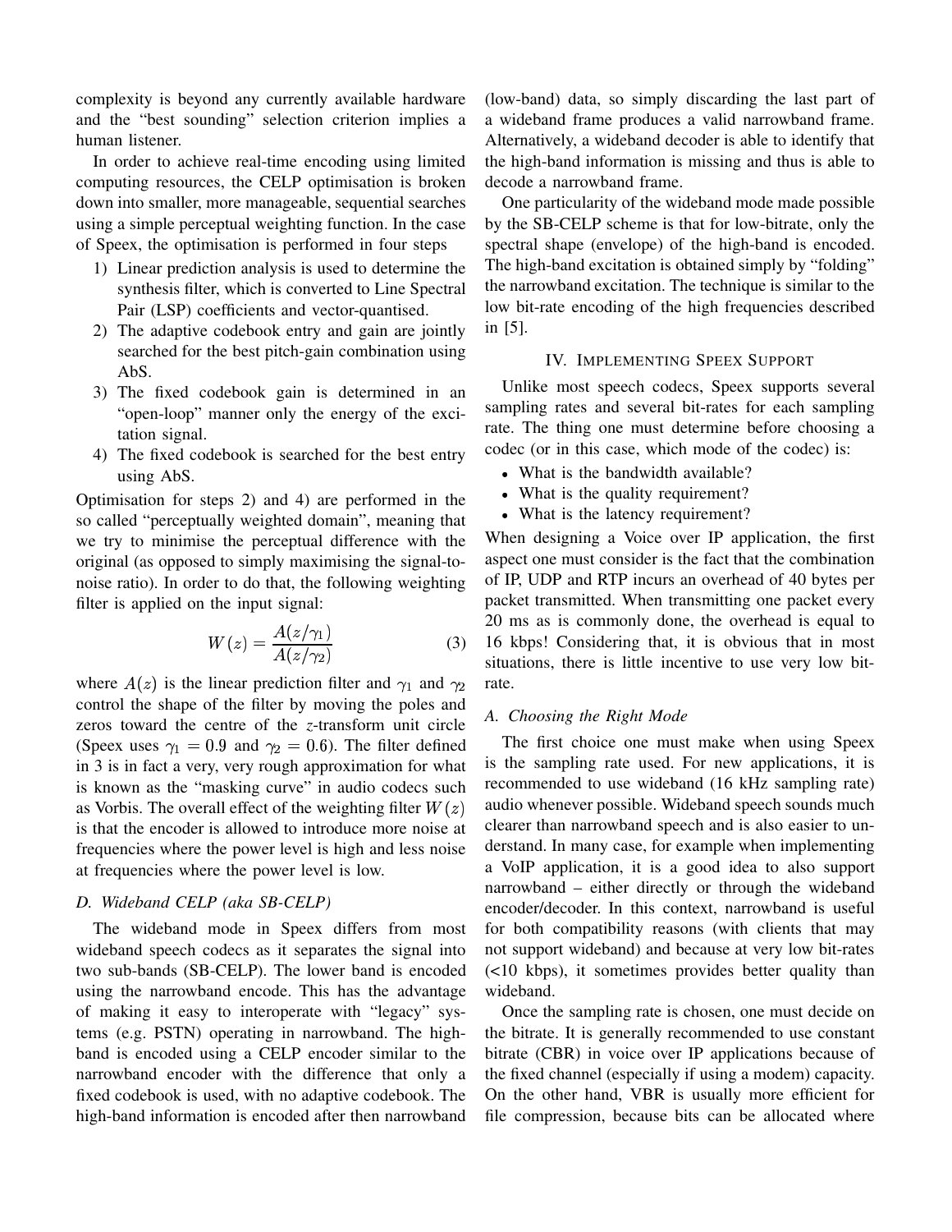complexity is beyond any currently available hardware and the "best sounding" selection criterion implies a human listener.

In order to achieve real-time encoding using limited computing resources, the CELP optimisation is broken down into smaller, more manageable, sequential searches using a simple perceptual weighting function. In the case of Speex, the optimisation is performed in four steps

1) Linear prediction analysis is used to determine the synthesis filter, which is converted to Line Spectral Pair (LSP) coefficients and vector-quantised.
2) The adaptive codebook entry and gain are jointly searched for the best pitch-gain combination using AbS.
3) The fixed codebook gain is determined in an "open-loop" manner only the energy of the excitation signal.
4) The fixed codebook is searched for the best entry using AbS.

Optimisation for steps 2) and 4) are performed in the so called "perceptually weighted domain", meaning that we try to minimise the perceptual difference with the original (as opposed to simply maximising the signal-to-noise ratio). In order to do that, the following weighting filter is applied on the input signal:

$$W(z) = \frac{A(z/\gamma_1)}{A(z/\gamma_2)} \tag{3}$$

where $A(z)$ is the linear prediction filter and $\gamma_1$ and $\gamma_2$ control the shape of the filter by moving the poles and zeros toward the centre of the $z$-transform unit circle (Speex uses $\gamma_1 = 0.9$ and $\gamma_2 = 0.6$). The filter defined in 3 is in fact a very, very rough approximation for what is known as the "masking curve" in audio codecs such as Vorbis. The overall effect of the weighting filter $W(z)$ is that the encoder is allowed to introduce more noise at frequencies where the power level is high and less noise at frequencies where the power level is low.

### D. Wideband CELP (aka SB-CELP)

The wideband mode in Speex differs from most wideband speech codecs as it separates the signal into two sub-bands (SB-CELP). The lower band is encoded using the narrowband encode. This has the advantage of making it easy to interoperate with "legacy" systems (e.g. PSTN) operating in narrowband. The high-band is encoded using a CELP encoder similar to the narrowband encoder with the difference that only a fixed codebook is used, with no adaptive codebook. The high-band information is encoded after then narrowband (low-band) data, so simply discarding the last part of a wideband frame produces a valid narrowband frame. Alternatively, a wideband decoder is able to identify that the high-band information is missing and thus is able to decode a narrowband frame.

One particularity of the wideband mode made possible by the SB-CELP scheme is that for low-bitrate, only the spectral shape (envelope) of the high-band is encoded. The high-band excitation is obtained simply by "folding" the narrowband excitation. The technique is similar to the low bit-rate encoding of the high frequencies described in [5].

## IV. Implementing Speex Support

Unlike most speech codecs, Speex supports several sampling rates and several bit-rates for each sampling rate. The thing one must determine before choosing a codec (or in this case, which mode of the codec) is:

- What is the bandwidth available?
- What is the quality requirement?
- What is the latency requirement?

When designing a Voice over IP application, the first aspect one must consider is the fact that the combination of IP, UDP and RTP incurs an overhead of 40 bytes per packet transmitted. When transmitting one packet every 20 ms as is commonly done, the overhead is equal to 16 kbps! Considering that, it is obvious that in most situations, there is little incentive to use very low bit-rate.

### A. Choosing the Right Mode

The first choice one must make when using Speex is the sampling rate used. For new applications, it is recommended to use wideband (16 kHz sampling rate) audio whenever possible. Wideband speech sounds much clearer than narrowband speech and is also easier to understand. In many case, for example when implementing a VoIP application, it is a good idea to also support narrowband – either directly or through the wideband encoder/decoder. In this context, narrowband is useful for both compatibility reasons (with clients that may not support wideband) and because at very low bit-rates (<10 kbps), it sometimes provides better quality than wideband.

Once the sampling rate is chosen, one must decide on the bitrate. It is generally recommended to use constant bitrate (CBR) in voice over IP applications because of the fixed channel (especially if using a modem) capacity. On the other hand, VBR is usually more efficient for file compression, because bits can be allocated where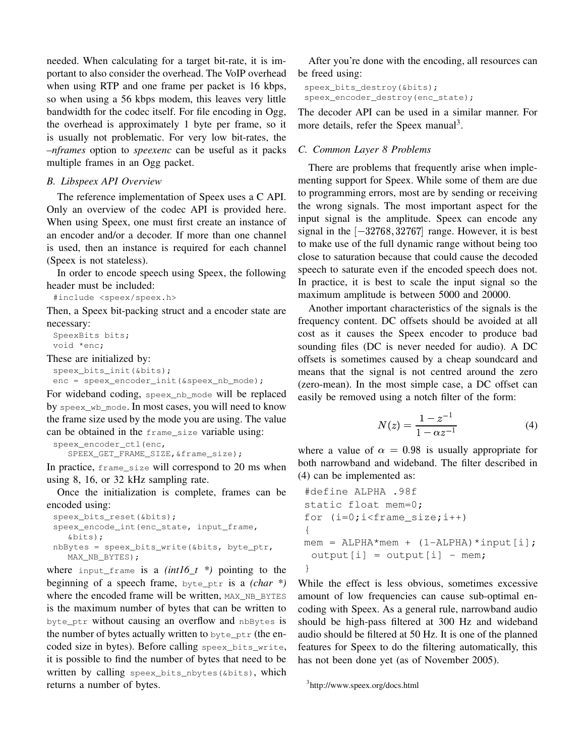needed. When calculating for a target bit-rate, it is important to also consider the overhead. The VoIP overhead when using RTP and one frame per packet is 16 kbps, so when using a 56 kbps modem, this leaves very little bandwidth for the codec itself. For file encoding in Ogg, the overhead is approximately 1 byte per frame, so it is usually not problematic. For very low bit-rates, the *–nframes* option to *speexenc* can be useful as it packs multiple frames in an Ogg packet.

### *B. Libspeex API Overview*

The reference implementation of Speex uses a C API. Only an overview of the codec API is provided here. When using Speex, one must first create an instance of an encoder and/or a decoder. If more than one channel is used, then an instance is required for each channel (Speex is not stateless).

In order to encode speech using Speex, the following header must be included:

```
#include <speex/speex.h>
```

Then, a Speex bit-packing struct and a encoder state are necessary:

```
SpeexBits bits;
void *enc;
```

These are initialized by:

```
speex_bits_init(&bits);
enc = speex_encoder_init(&speex_nb_mode);
```

For wideband coding, `speex_nb_mode` will be replaced by `speex_wb_mode`. In most cases, you will need to know the frame size used by the mode you are using. The value can be obtained in the `frame_size` variable using:

```
speex_encoder_ctl(enc,
   SPEEX_GET_FRAME_SIZE,&frame_size);
```

In practice, `frame_size` will correspond to 20 ms when using 8, 16, or 32 kHz sampling rate.

Once the initialization is complete, frames can be encoded using:

```
speex_bits_reset(&bits);
speex_encode_int(enc_state, input_frame,
   &bits);
nbBytes = speex_bits_write(&bits, byte_ptr,
   MAX_NB_BYTES);
```

where `input_frame` is a *(int16_t \*)* pointing to the beginning of a speech frame, `byte_ptr` is a *(char \*)* where the encoded frame will be written, `MAX_NB_BYTES` is the maximum number of bytes that can be written to `byte_ptr` without causing an overflow and `nbBytes` is the number of bytes actually written to `byte_ptr` (the encoded size in bytes). Before calling `speex_bits_write`, it is possible to find the number of bytes that need to be written by calling `speex_bits_nbytes(&bits)`, which returns a number of bytes.

After you're done with the encoding, all resources can be freed using:

```
speex_bits_destroy(&bits);
speex_encoder_destroy(enc_state);
```

The decoder API can be used in a similar manner. For more details, refer the Speex manual[3].

### *C. Common Layer 8 Problems*

There are problems that frequently arise when implementing support for Speex. While some of them are due to programming errors, most are by sending or receiving the wrong signals. The most important aspect for the input signal is the amplitude. Speex can encode any signal in the $[-32768, 32767]$ range. However, it is best to make use of the full dynamic range without being too close to saturation because that could cause the decoded speech to saturate even if the encoded speech does not. In practice, it is best to scale the input signal so the maximum amplitude is between 5000 and 20000.

Another important characteristics of the signals is the frequency content. DC offsets should be avoided at all cost as it causes the Speex encoder to produce bad sounding files (DC is never needed for audio). A DC offsets is sometimes caused by a cheap soundcard and means that the signal is not centred around the zero (zero-mean). In the most simple case, a DC offset can easily be removed using a notch filter of the form:

$$N(z) = \frac{1 - z^{-1}}{1 - \alpha z^{-1}} \tag{4}$$

where a value of $\alpha = 0.98$ is usually appropriate for both narrowband and wideband. The filter described in (4) can be implemented as:

```
#define ALPHA .98f
static float mem=0;
for (i=0;i<frame_size;i++)
{
mem = ALPHA*mem + (1-ALPHA)*input[i];
 output[i] = output[i] - mem;
}
```

While the effect is less obvious, sometimes excessive amount of low frequencies can cause sub-optimal encoding with Speex. As a general rule, narrowband audio should be high-pass filtered at 300 Hz and wideband audio should be filtered at 50 Hz. It is one of the planned features for Speex to do the filtering automatically, this has not been done yet (as of November 2005).

[3] http://www.speex.org/docs.html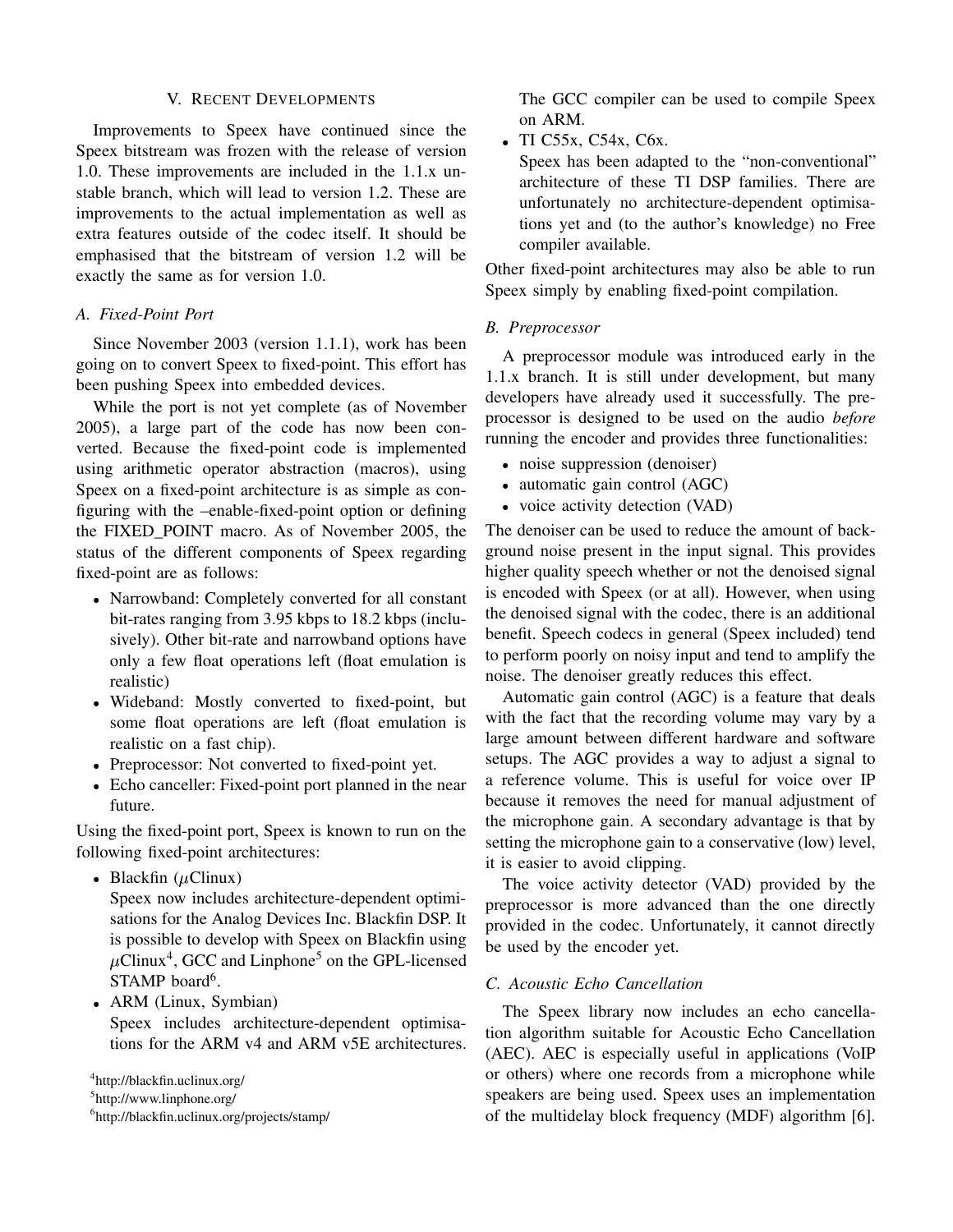## V. Recent Developments

Improvements to Speex have continued since the Speex bitstream was frozen with the release of version 1.0. These improvements are included in the 1.1.x unstable branch, which will lead to version 1.2. These are improvements to the actual implementation as well as extra features outside of the codec itself. It should be emphasised that the bitstream of version 1.2 will be exactly the same as for version 1.0.

### A. Fixed-Point Port

Since November 2003 (version 1.1.1), work has been going on to convert Speex to fixed-point. This effort has been pushing Speex into embedded devices.

While the port is not yet complete (as of November 2005), a large part of the code has now been converted. Because the fixed-point code is implemented using arithmetic operator abstraction (macros), using Speex on a fixed-point architecture is as simple as configuring with the –enable-fixed-point option or defining the FIXED_POINT macro. As of November 2005, the status of the different components of Speex regarding fixed-point are as follows:

- Narrowband: Completely converted for all constant bit-rates ranging from 3.95 kbps to 18.2 kbps (inclusively). Other bit-rate and narrowband options have only a few float operations left (float emulation is realistic)
- Wideband: Mostly converted to fixed-point, but some float operations are left (float emulation is realistic on a fast chip).
- Preprocessor: Not converted to fixed-point yet.
- Echo canceller: Fixed-point port planned in the near future.

Using the fixed-point port, Speex is known to run on the following fixed-point architectures:

- Blackfin ($\mu$Clinux)
  Speex now includes architecture-dependent optimisations for the Analog Devices Inc. Blackfin DSP. It is possible to develop with Speex on Blackfin using $\mu$Clinux[4], GCC and Linphone[5] on the GPL-licensed STAMP board[6].
- ARM (Linux, Symbian)
  Speex includes architecture-dependent optimisations for the ARM v4 and ARM v5E architectures. The GCC compiler can be used to compile Speex on ARM.
- TI C55x, C54x, C6x.
  Speex has been adapted to the "non-conventional" architecture of these TI DSP families. There are unfortunately no architecture-dependent optimisations yet and (to the author's knowledge) no Free compiler available.

Other fixed-point architectures may also be able to run Speex simply by enabling fixed-point compilation.

[4] http://blackfin.uclinux.org/

[5] http://www.linphone.org/

[6] http://blackfin.uclinux.org/projects/stamp/

### B. Preprocessor

A preprocessor module was introduced early in the 1.1.x branch. It is still under development, but many developers have already used it successfully. The preprocessor is designed to be used on the audio *before* running the encoder and provides three functionalities:

- noise suppression (denoiser)
- automatic gain control (AGC)
- voice activity detection (VAD)

The denoiser can be used to reduce the amount of background noise present in the input signal. This provides higher quality speech whether or not the denoised signal is encoded with Speex (or at all). However, when using the denoised signal with the codec, there is an additional benefit. Speech codecs in general (Speex included) tend to perform poorly on noisy input and tend to amplify the noise. The denoiser greatly reduces this effect.

Automatic gain control (AGC) is a feature that deals with the fact that the recording volume may vary by a large amount between different hardware and software setups. The AGC provides a way to adjust a signal to a reference volume. This is useful for voice over IP because it removes the need for manual adjustment of the microphone gain. A secondary advantage is that by setting the microphone gain to a conservative (low) level, it is easier to avoid clipping.

The voice activity detector (VAD) provided by the preprocessor is more advanced than the one directly provided in the codec. Unfortunately, it cannot directly be used by the encoder yet.

### C. Acoustic Echo Cancellation

The Speex library now includes an echo cancellation algorithm suitable for Acoustic Echo Cancellation (AEC). AEC is especially useful in applications (VoIP or others) where one records from a microphone while speakers are being used. Speex uses an implementation of the multidelay block frequency (MDF) algorithm [6].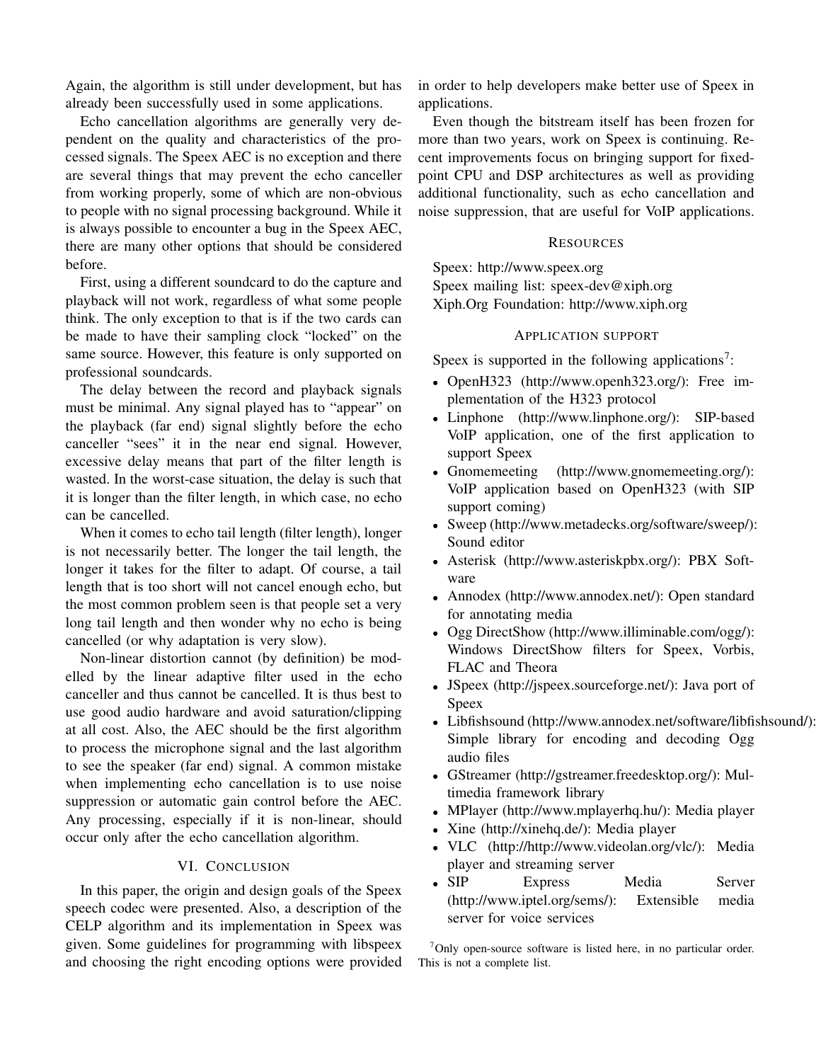Again, the algorithm is still under development, but has already been successfully used in some applications.

Echo cancellation algorithms are generally very dependent on the quality and characteristics of the processed signals. The Speex AEC is no exception and there are several things that may prevent the echo canceller from working properly, some of which are non-obvious to people with no signal processing background. While it is always possible to encounter a bug in the Speex AEC, there are many other options that should be considered before.

First, using a different soundcard to do the capture and playback will not work, regardless of what some people think. The only exception to that is if the two cards can be made to have their sampling clock "locked" on the same source. However, this feature is only supported on professional soundcards.

The delay between the record and playback signals must be minimal. Any signal played has to "appear" on the playback (far end) signal slightly before the echo canceller "sees" it in the near end signal. However, excessive delay means that part of the filter length is wasted. In the worst-case situation, the delay is such that it is longer than the filter length, in which case, no echo can be cancelled.

When it comes to echo tail length (filter length), longer is not necessarily better. The longer the tail length, the longer it takes for the filter to adapt. Of course, a tail length that is too short will not cancel enough echo, but the most common problem seen is that people set a very long tail length and then wonder why no echo is being cancelled (or why adaptation is very slow).

Non-linear distortion cannot (by definition) be modelled by the linear adaptive filter used in the echo canceller and thus cannot be cancelled. It is thus best to use good audio hardware and avoid saturation/clipping at all cost. Also, the AEC should be the first algorithm to process the microphone signal and the last algorithm to see the speaker (far end) signal. A common mistake when implementing echo cancellation is to use noise suppression or automatic gain control before the AEC. Any processing, especially if it is non-linear, should occur only after the echo cancellation algorithm.

## VI. Conclusion

In this paper, the origin and design goals of the Speex speech codec were presented. Also, a description of the CELP algorithm and its implementation in Speex was given. Some guidelines for programming with libspeex and choosing the right encoding options were provided in order to help developers make better use of Speex in applications.

Even though the bitstream itself has been frozen for more than two years, work on Speex is continuing. Recent improvements focus on bringing support for fixed-point CPU and DSP architectures as well as providing additional functionality, such as echo cancellation and noise suppression, that are useful for VoIP applications.

## Resources

Speex: http://www.speex.org
Speex mailing list: speex-dev@xiph.org
Xiph.Org Foundation: http://www.xiph.org

## Application support

Speex is supported in the following applications[7]:

- OpenH323 (http://www.openh323.org/): Free implementation of the H323 protocol
- Linphone (http://www.linphone.org/): SIP-based VoIP application, one of the first application to support Speex
- Gnomemeeting (http://www.gnomemeeting.org/): VoIP application based on OpenH323 (with SIP support coming)
- Sweep (http://www.metadecks.org/software/sweep/): Sound editor
- Asterisk (http://www.asteriskpbx.org/): PBX Software
- Annodex (http://www.annodex.net/): Open standard for annotating media
- Ogg DirectShow (http://www.illiminable.com/ogg/): Windows DirectShow filters for Speex, Vorbis, FLAC and Theora
- JSpeex (http://jspeex.sourceforge.net/): Java port of Speex
- Libfishsound (http://www.annodex.net/software/libfishsound/): Simple library for encoding and decoding Ogg audio files
- GStreamer (http://gstreamer.freedesktop.org/): Multimedia framework library
- MPlayer (http://www.mplayerhq.hu/): Media player
- Xine (http://xinehq.de/): Media player
- VLC (http://http://www.videolan.org/vlc/): Media player and streaming server
- SIP Express Media Server (http://www.iptel.org/sems/): Extensible media server for voice services

[7] Only open-source software is listed here, in no particular order. This is not a complete list.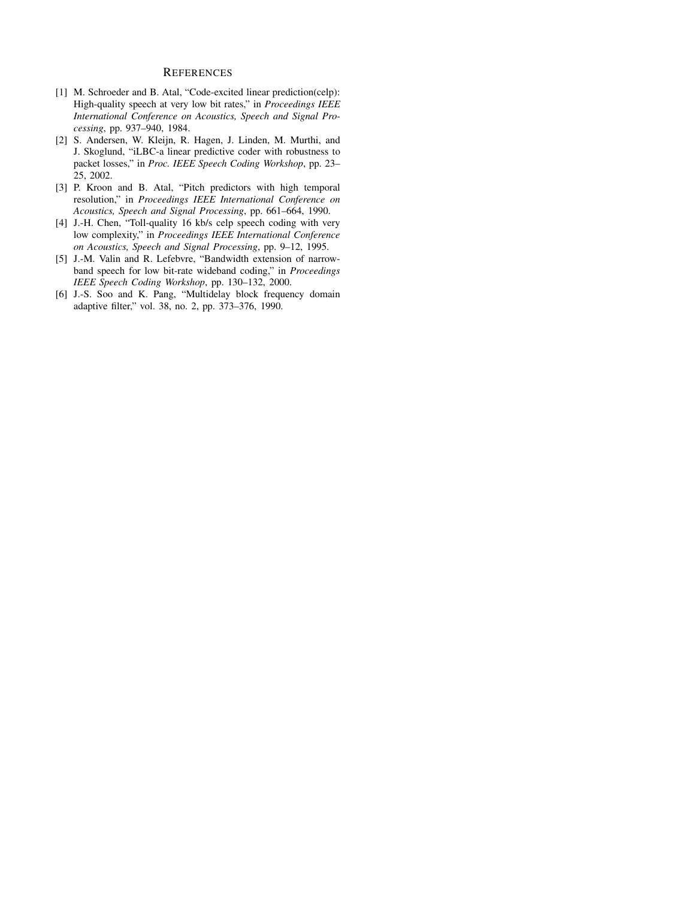## REFERENCES

[1] M. Schroeder and B. Atal, "Code-excited linear prediction(celp): High-quality speech at very low bit rates," in *Proceedings IEEE International Conference on Acoustics, Speech and Signal Processing*, pp. 937–940, 1984.

[2] S. Andersen, W. Kleijn, R. Hagen, J. Linden, M. Murthi, and J. Skoglund, "iLBC-a linear predictive coder with robustness to packet losses," in *Proc. IEEE Speech Coding Workshop*, pp. 23–25, 2002.

[3] P. Kroon and B. Atal, "Pitch predictors with high temporal resolution," in *Proceedings IEEE International Conference on Acoustics, Speech and Signal Processing*, pp. 661–664, 1990.

[4] J.-H. Chen, "Toll-quality 16 kb/s celp speech coding with very low complexity," in *Proceedings IEEE International Conference on Acoustics, Speech and Signal Processing*, pp. 9–12, 1995.

[5] J.-M. Valin and R. Lefebvre, "Bandwidth extension of narrowband speech for low bit-rate wideband coding," in *Proceedings IEEE Speech Coding Workshop*, pp. 130–132, 2000.

[6] J.-S. Soo and K. Pang, "Multidelay block frequency domain adaptive filter," vol. 38, no. 2, pp. 373–376, 1990.